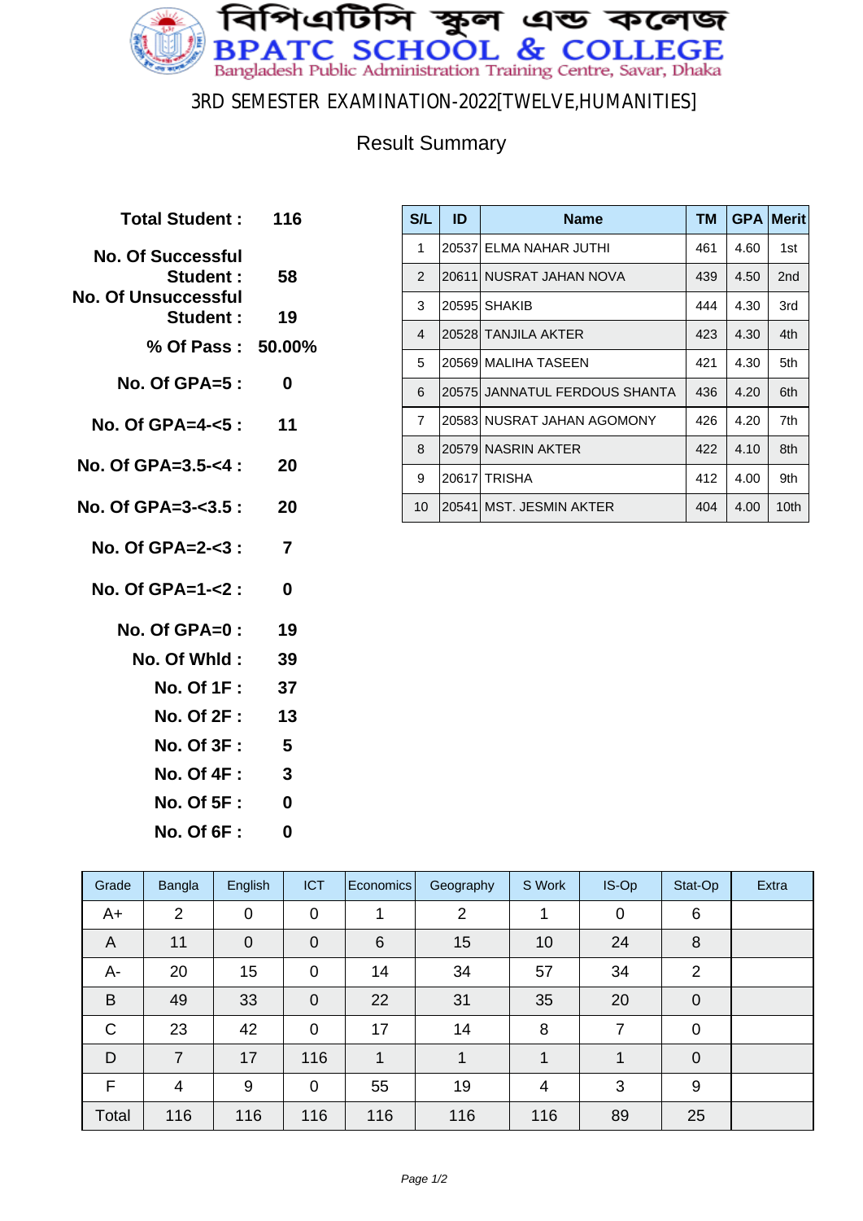# বিপিএটিসি স্কুল এন্ড কলেজ

# BPATC SCHOOL & COLLEGE

Bangladesh Public Administration Training Centre, Savar, Dhaka

## 3RD SEMESTER EXAMINATION-2022[TWELVE,HUMANITIES]

### Result Summary

| | |
|---|---|
| **Total Student :** | **116** |
| **No. Of Successful Student :** | **58** |
| **No. Of Unsuccessful Student :** | **19** |
| **% Of Pass :** | **50.00%** |
| **No. Of GPA=5 :** | **0** |
| **No. Of GPA=4-<5 :** | **11** |
| **No. Of GPA=3.5-<4 :** | **20** |
| **No. Of GPA=3-<3.5 :** | **20** |
| **No. Of GPA=2-<3 :** | **7** |
| **No. Of GPA=1-<2 :** | **0** |
| **No. Of GPA=0 :** | **19** |
| **No. Of Whld :** | **39** |
| **No. Of 1F :** | **37** |
| **No. Of 2F :** | **13** |
| **No. Of 3F :** | **5** |
| **No. Of 4F :** | **3** |
| **No. Of 5F :** | **0** |
| **No. Of 6F :** | **0** |

| S/L | ID | Name | TM | GPA | Merit |
|---|---|---|---|---|---|
| 1 | 20537 | ELMA NAHAR JUTHI | 461 | 4.60 | 1st |
| 2 | 20611 | NUSRAT JAHAN NOVA | 439 | 4.50 | 2nd |
| 3 | 20595 | SHAKIB | 444 | 4.30 | 3rd |
| 4 | 20528 | TANJILA AKTER | 423 | 4.30 | 4th |
| 5 | 20569 | MALIHA TASEEN | 421 | 4.30 | 5th |
| 6 | 20575 | JANNATUL FERDOUS SHANTA | 436 | 4.20 | 6th |
| 7 | 20583 | NUSRAT JAHAN AGOMONY | 426 | 4.20 | 7th |
| 8 | 20579 | NASRIN AKTER | 422 | 4.10 | 8th |
| 9 | 20617 | TRISHA | 412 | 4.00 | 9th |
| 10 | 20541 | MST. JESMIN AKTER | 404 | 4.00 | 10th |

| Grade | Bangla | English | ICT | Economics | Geography | S Work | IS-Op | Stat-Op | Extra |
|---|---|---|---|---|---|---|---|---|---|
| A+ | 2 | 0 | 0 | 1 | 2 | 1 | 0 | 6 | |
| A | 11 | 0 | 0 | 6 | 15 | 10 | 24 | 8 | |
| A- | 20 | 15 | 0 | 14 | 34 | 57 | 34 | 2 | |
| B | 49 | 33 | 0 | 22 | 31 | 35 | 20 | 0 | |
| C | 23 | 42 | 0 | 17 | 14 | 8 | 7 | 0 | |
| D | 7 | 17 | 116 | 1 | 1 | 1 | 1 | 0 | |
| F | 4 | 9 | 0 | 55 | 19 | 4 | 3 | 9 | |
| Total | 116 | 116 | 116 | 116 | 116 | 116 | 89 | 25 | |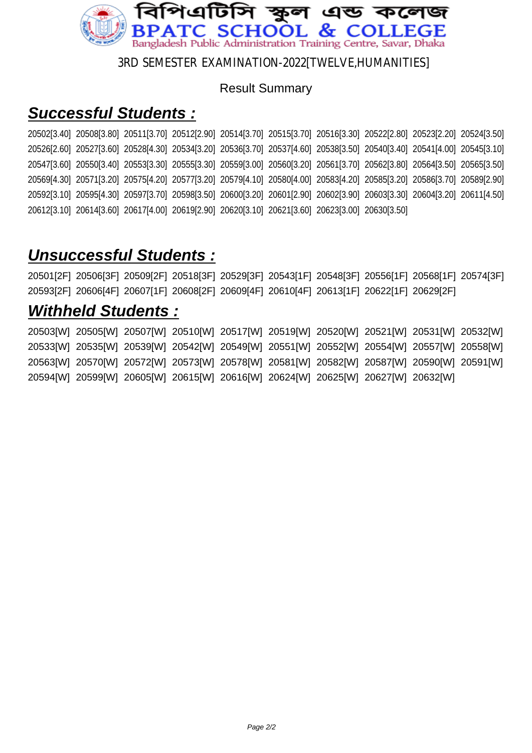বিপিএটিসি স্কুল এন্ড কলেজ

# BPATC SCHOOL & COLLEGE

Bangladesh Public Administration Training Centre, Savar, Dhaka

3RD SEMESTER EXAMINATION-2022[TWELVE,HUMANITIES]

Result Summary

## ***Successful Students :***

20502[3.40] 20508[3.80] 20511[3.70] 20512[2.90] 20514[3.70] 20515[3.70] 20516[3.30] 20522[2.80] 20523[2.20] 20524[3.50] 20526[2.60] 20527[3.60] 20528[4.30] 20534[3.20] 20536[3.70] 20537[4.60] 20538[3.50] 20540[3.40] 20541[4.00] 20545[3.10] 20547[3.60] 20550[3.40] 20553[3.30] 20555[3.30] 20559[3.00] 20560[3.20] 20561[3.70] 20562[3.80] 20564[3.50] 20565[3.50] 20569[4.30] 20571[3.20] 20575[4.20] 20577[3.20] 20579[4.10] 20580[4.00] 20583[4.20] 20585[3.20] 20586[3.70] 20589[2.90] 20592[3.10] 20595[4.30] 20597[3.70] 20598[3.50] 20600[3.20] 20601[2.90] 20602[3.90] 20603[3.30] 20604[3.20] 20611[4.50] 20612[3.10] 20614[3.60] 20617[4.00] 20619[2.90] 20620[3.10] 20621[3.60] 20623[3.00] 20630[3.50]

## ***Unsuccessful Students :***

20501[2F] 20506[3F] 20509[2F] 20518[3F] 20529[3F] 20543[1F] 20548[3F] 20556[1F] 20568[1F] 20574[3F] 20593[2F] 20606[4F] 20607[1F] 20608[2F] 20609[4F] 20610[4F] 20613[1F] 20622[1F] 20629[2F]

## ***Withheld Students :***

20503[W] 20505[W] 20507[W] 20510[W] 20517[W] 20519[W] 20520[W] 20521[W] 20531[W] 20532[W] 20533[W] 20535[W] 20539[W] 20542[W] 20549[W] 20551[W] 20552[W] 20554[W] 20557[W] 20558[W] 20563[W] 20570[W] 20572[W] 20573[W] 20578[W] 20581[W] 20582[W] 20587[W] 20590[W] 20591[W] 20594[W] 20599[W] 20605[W] 20615[W] 20616[W] 20624[W] 20625[W] 20627[W] 20632[W]